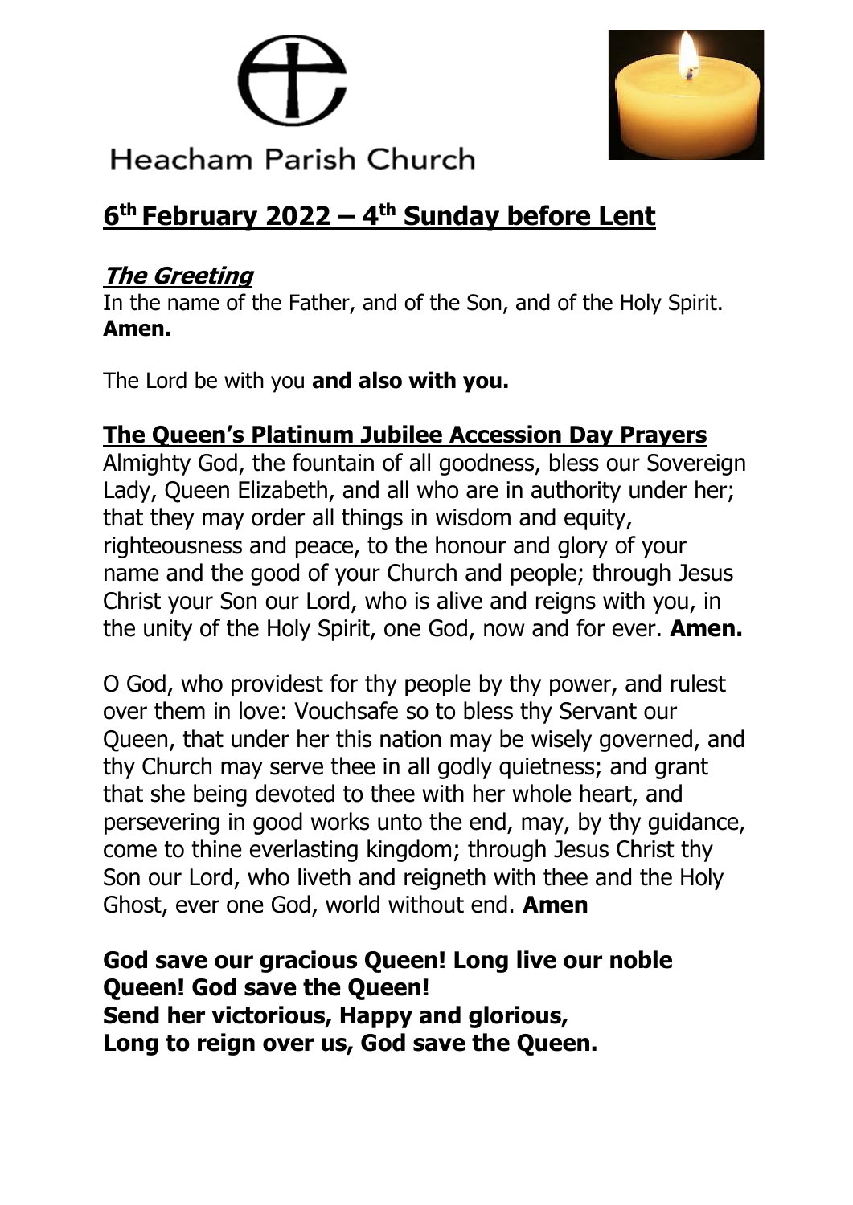Heacham Parish Church

# 6th February 2022 – 4th Sunday before Lent

## ***The Greeting***

In the name of the Father, and of the Son, and of the Holy Spirit. **Amen.**

The Lord be with you **and also with you.**

## The Queen's Platinum Jubilee Accession Day Prayers

Almighty God, the fountain of all goodness, bless our Sovereign Lady, Queen Elizabeth, and all who are in authority under her; that they may order all things in wisdom and equity, righteousness and peace, to the honour and glory of your name and the good of your Church and people; through Jesus Christ your Son our Lord, who is alive and reigns with you, in the unity of the Holy Spirit, one God, now and for ever. **Amen.**

O God, who providest for thy people by thy power, and rulest over them in love: Vouchsafe so to bless thy Servant our Queen, that under her this nation may be wisely governed, and thy Church may serve thee in all godly quietness; and grant that she being devoted to thee with her whole heart, and persevering in good works unto the end, may, by thy guidance, come to thine everlasting kingdom; through Jesus Christ thy Son our Lord, who liveth and reigneth with thee and the Holy Ghost, ever one God, world without end. **Amen**

**God save our gracious Queen! Long live our noble Queen! God save the Queen!**
**Send her victorious, Happy and glorious,**
**Long to reign over us, God save the Queen.**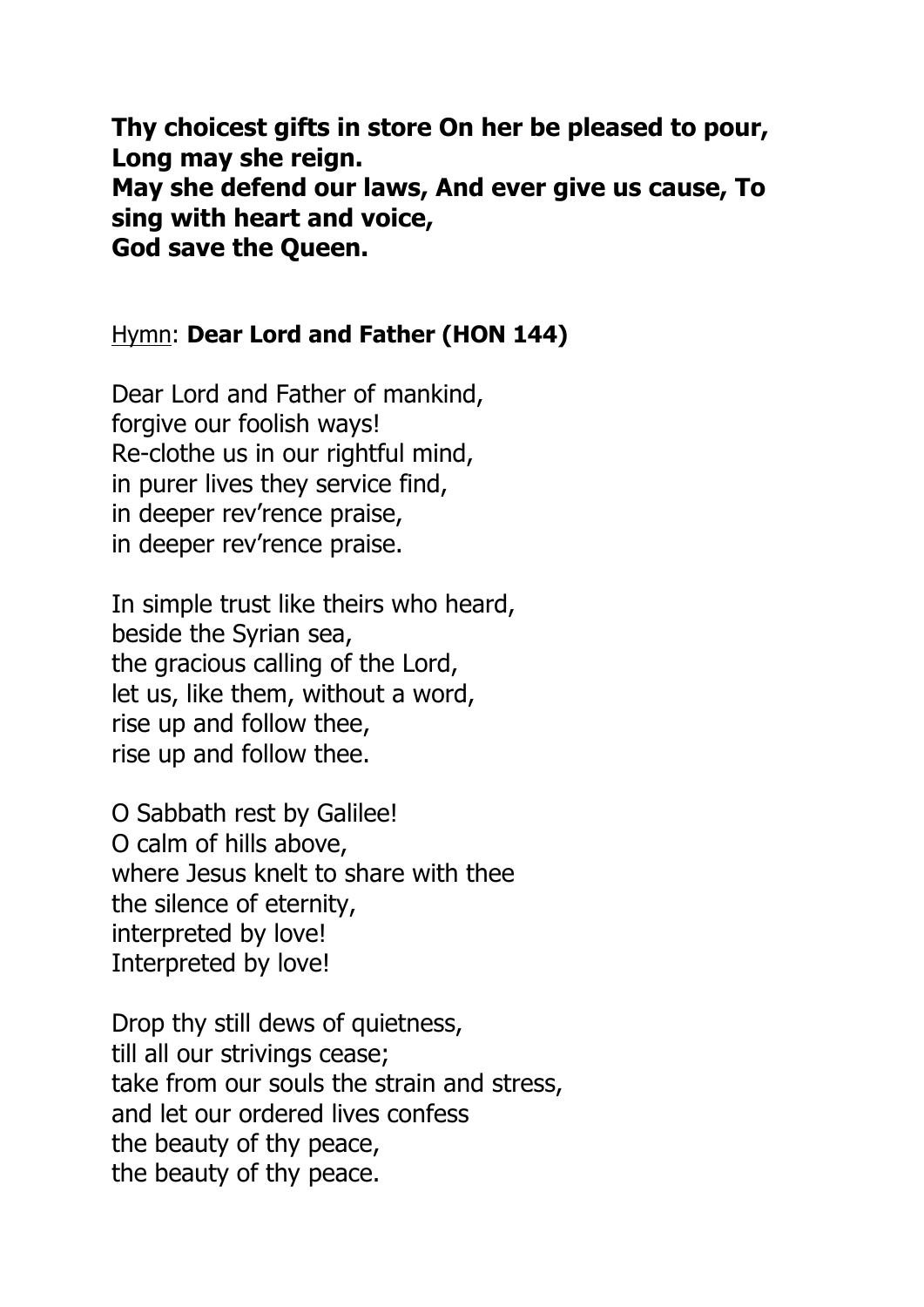**Thy choicest gifts in store On her be pleased to pour,**
**Long may she reign.**
**May she defend our laws, And ever give us cause, To sing with heart and voice,**
**God save the Queen.**

Hymn: **Dear Lord and Father (HON 144)**

Dear Lord and Father of mankind,
forgive our foolish ways!
Re-clothe us in our rightful mind,
in purer lives they service find,
in deeper rev'rence praise,
in deeper rev'rence praise.

In simple trust like theirs who heard,
beside the Syrian sea,
the gracious calling of the Lord,
let us, like them, without a word,
rise up and follow thee,
rise up and follow thee.

O Sabbath rest by Galilee!
O calm of hills above,
where Jesus knelt to share with thee
the silence of eternity,
interpreted by love!
Interpreted by love!

Drop thy still dews of quietness,
till all our strivings cease;
take from our souls the strain and stress,
and let our ordered lives confess
the beauty of thy peace,
the beauty of thy peace.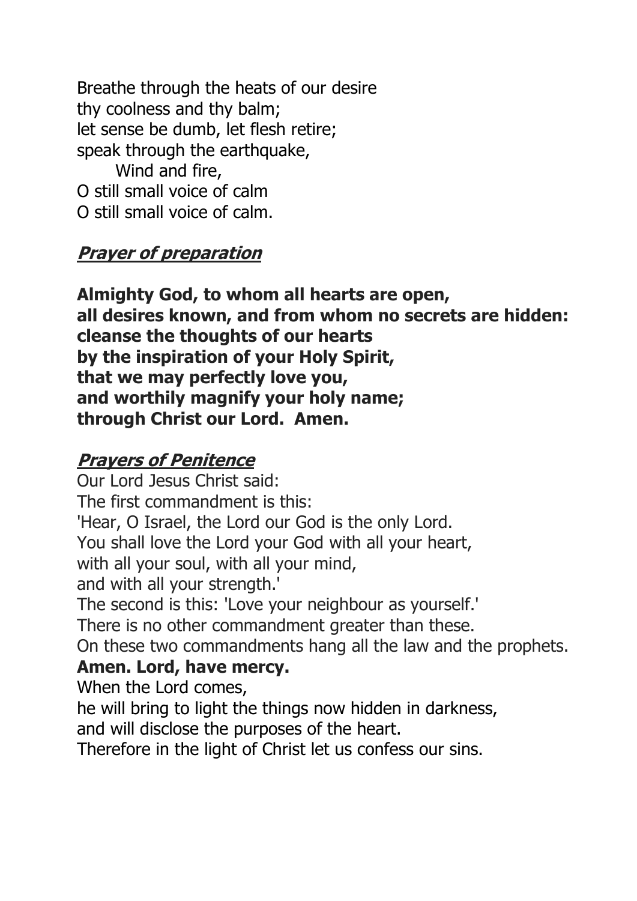Breathe through the heats of our desire
thy coolness and thy balm;
let sense be dumb, let flesh retire;
speak through the earthquake,
    Wind and fire,
O still small voice of calm
O still small voice of calm.

## ***Prayer of preparation***

**Almighty God, to whom all hearts are open,**
**all desires known, and from whom no secrets are hidden:**
**cleanse the thoughts of our hearts**
**by the inspiration of your Holy Spirit,**
**that we may perfectly love you,**
**and worthily magnify your holy name;**
**through Christ our Lord. Amen.**

## ***Prayers of Penitence***

Our Lord Jesus Christ said:
The first commandment is this:
'Hear, O Israel, the Lord our God is the only Lord.
You shall love the Lord your God with all your heart,
with all your soul, with all your mind,
and with all your strength.'
The second is this: 'Love your neighbour as yourself.'
There is no other commandment greater than these.
On these two commandments hang all the law and the prophets.
**Amen. Lord, have mercy.**
When the Lord comes,
he will bring to light the things now hidden in darkness,
and will disclose the purposes of the heart.
Therefore in the light of Christ let us confess our sins.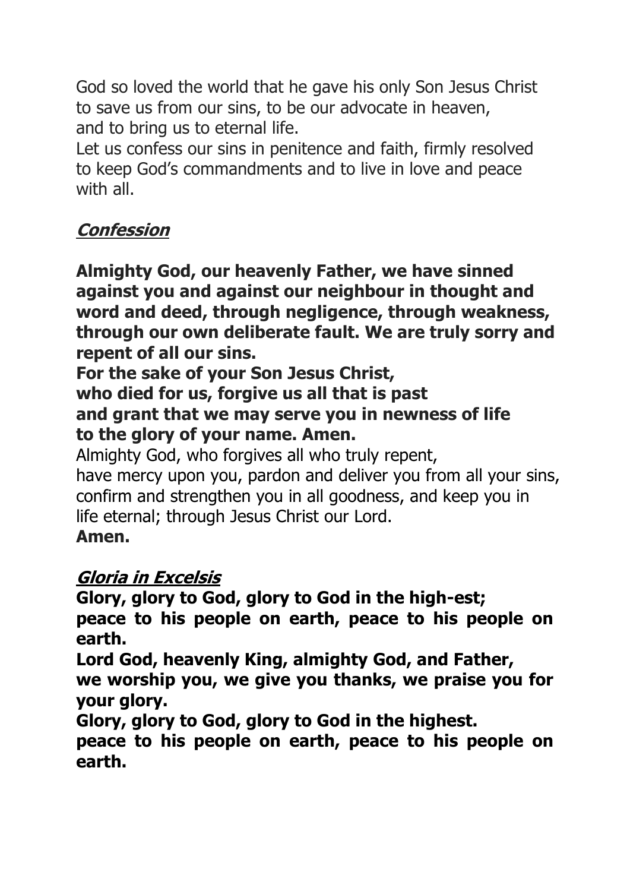God so loved the world that he gave his only Son Jesus Christ to save us from our sins, to be our advocate in heaven, and to bring us to eternal life.
Let us confess our sins in penitence and faith, firmly resolved to keep God's commandments and to live in love and peace with all.

## ***Confession***

**Almighty God, our heavenly Father, we have sinned against you and against our neighbour in thought and word and deed, through negligence, through weakness, through our own deliberate fault. We are truly sorry and repent of all our sins.**
**For the sake of your Son Jesus Christ,**
**who died for us, forgive us all that is past**
**and grant that we may serve you in newness of life**
**to the glory of your name. Amen.**

Almighty God, who forgives all who truly repent,
have mercy upon you, pardon and deliver you from all your sins, confirm and strengthen you in all goodness, and keep you in life eternal; through Jesus Christ our Lord.
**Amen.**

## ***Gloria in Excelsis***

**Glory, glory to God, glory to God in the high-est;**
**peace to his people on earth, peace to his people on earth.**
**Lord God, heavenly King, almighty God, and Father,**
**we worship you, we give you thanks, we praise you for your glory.**
**Glory, glory to God, glory to God in the highest.**
**peace to his people on earth, peace to his people on earth.**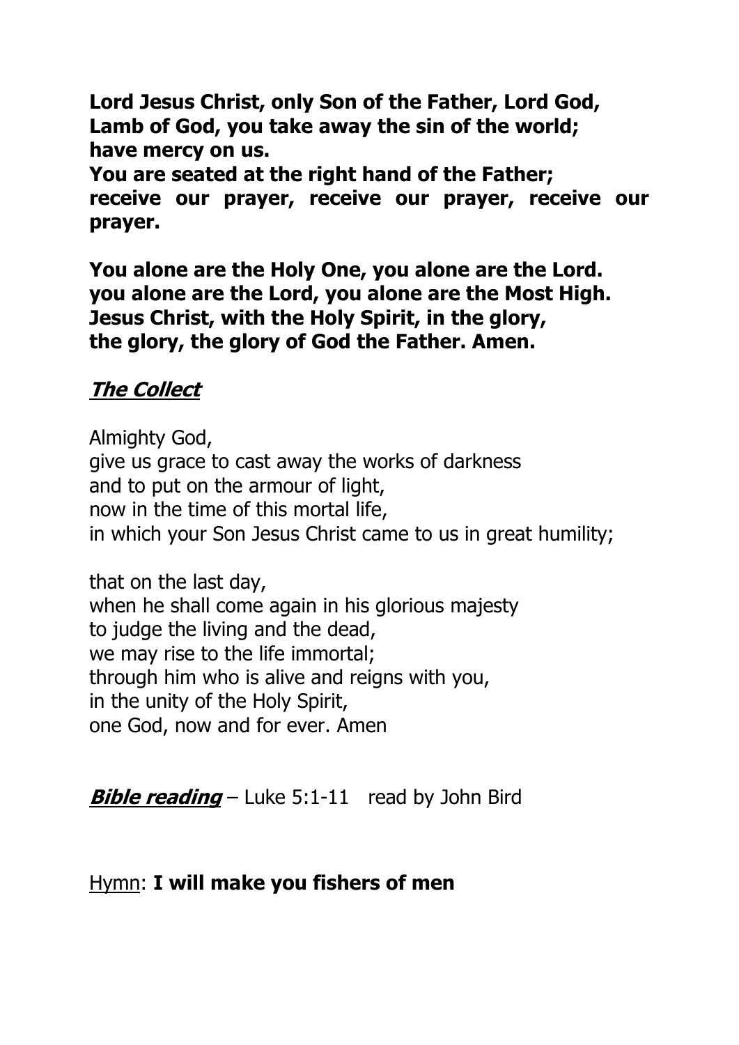**Lord Jesus Christ, only Son of the Father, Lord God,**
**Lamb of God, you take away the sin of the world;**
**have mercy on us.**
**You are seated at the right hand of the Father;**
**receive our prayer, receive our prayer, receive our prayer.**

**You alone are the Holy One, you alone are the Lord.**
**you alone are the Lord, you alone are the Most High.**
**Jesus Christ, with the Holy Spirit, in the glory,**
**the glory, the glory of God the Father. Amen.**

## ***The Collect***

Almighty God,
give us grace to cast away the works of darkness
and to put on the armour of light,
now in the time of this mortal life,
in which your Son Jesus Christ came to us in great humility;

that on the last day,
when he shall come again in his glorious majesty
to judge the living and the dead,
we may rise to the life immortal;
through him who is alive and reigns with you,
in the unity of the Holy Spirit,
one God, now and for ever. Amen

***Bible reading*** – Luke 5:1-11 read by John Bird

Hymn: **I will make you fishers of men**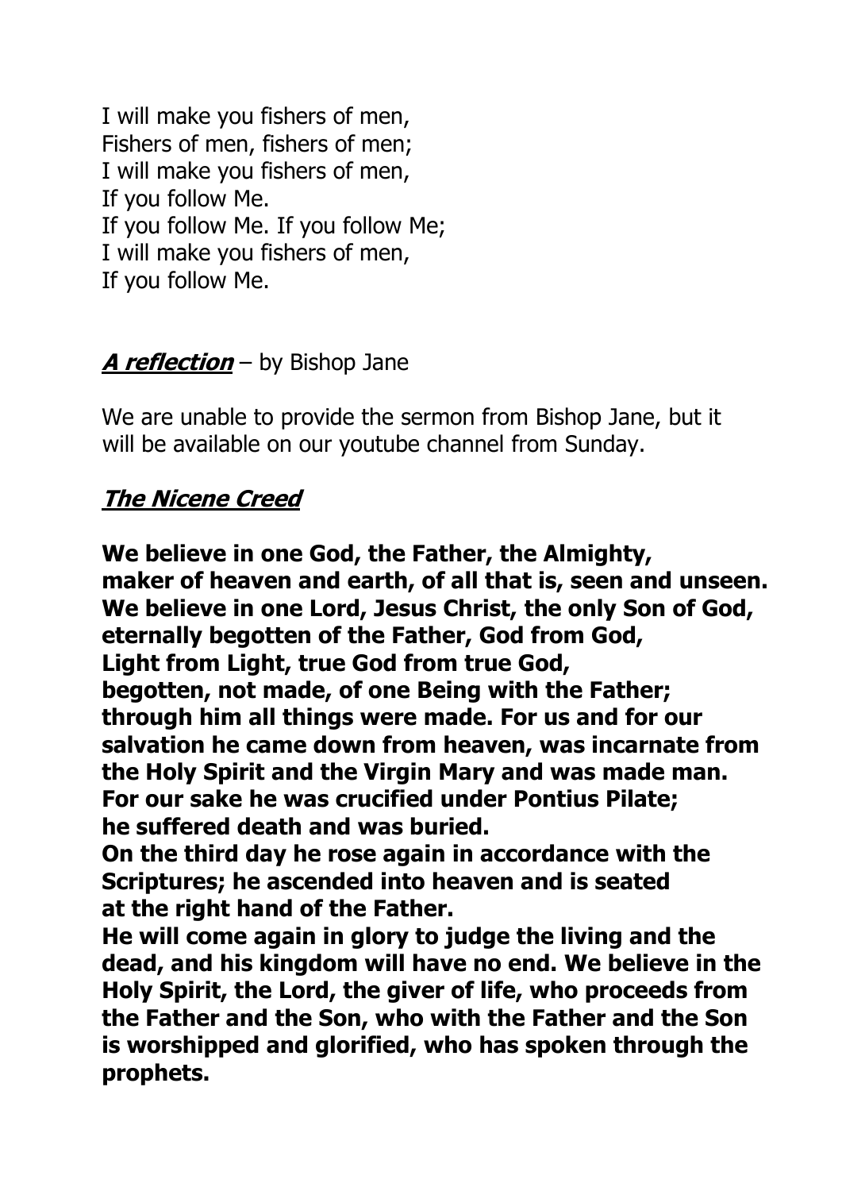I will make you fishers of men,
Fishers of men, fishers of men;
I will make you fishers of men,
If you follow Me.
If you follow Me. If you follow Me;
I will make you fishers of men,
If you follow Me.

***A reflection*** – by Bishop Jane

We are unable to provide the sermon from Bishop Jane, but it will be available on our youtube channel from Sunday.

***The Nicene Creed***

**We believe in one God, the Father, the Almighty,
maker of heaven and earth, of all that is, seen and unseen.
We believe in one Lord, Jesus Christ, the only Son of God,
eternally begotten of the Father, God from God,
Light from Light, true God from true God,
begotten, not made, of one Being with the Father;
through him all things were made. For us and for our salvation he came down from heaven, was incarnate from the Holy Spirit and the Virgin Mary and was made man.
For our sake he was crucified under Pontius Pilate;
he suffered death and was buried.
On the third day he rose again in accordance with the Scriptures; he ascended into heaven and is seated
at the right hand of the Father.
He will come again in glory to judge the living and the dead, and his kingdom will have no end. We believe in the Holy Spirit, the Lord, the giver of life, who proceeds from the Father and the Son, who with the Father and the Son is worshipped and glorified, who has spoken through the prophets.**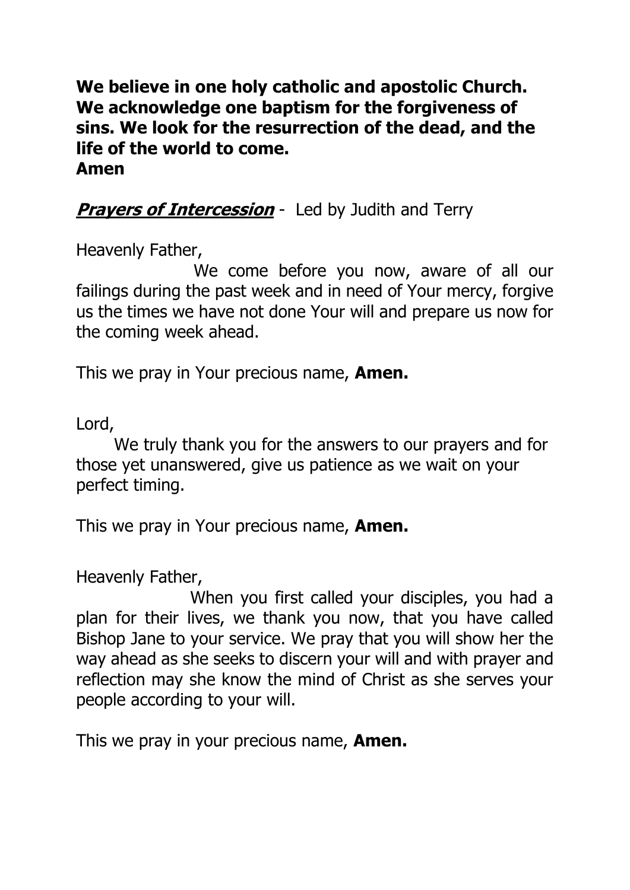**We believe in one holy catholic and apostolic Church. We acknowledge one baptism for the forgiveness of sins. We look for the resurrection of the dead, and the life of the world to come.**
**Amen**

***Prayers of Intercession*** - Led by Judith and Terry

Heavenly Father,

We come before you now, aware of all our failings during the past week and in need of Your mercy, forgive us the times we have not done Your will and prepare us now for the coming week ahead.

This we pray in Your precious name, **Amen.**

Lord,

We truly thank you for the answers to our prayers and for those yet unanswered, give us patience as we wait on your perfect timing.

This we pray in Your precious name, **Amen.**

Heavenly Father,

When you first called your disciples, you had a plan for their lives, we thank you now, that you have called Bishop Jane to your service. We pray that you will show her the way ahead as she seeks to discern your will and with prayer and reflection may she know the mind of Christ as she serves your people according to your will.

This we pray in your precious name, **Amen.**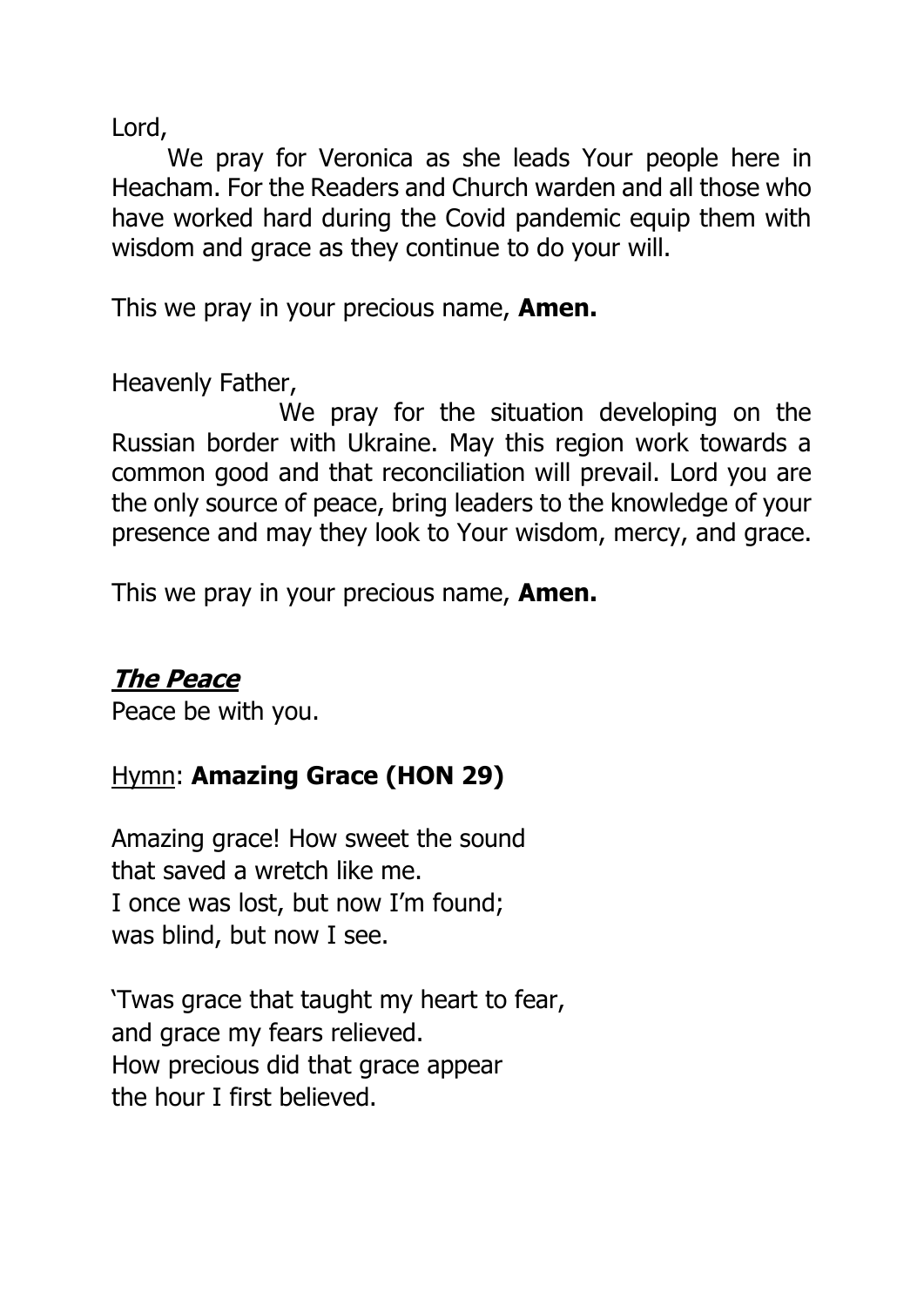Lord,

We pray for Veronica as she leads Your people here in Heacham. For the Readers and Church warden and all those who have worked hard during the Covid pandemic equip them with wisdom and grace as they continue to do your will.

This we pray in your precious name, **Amen.**

Heavenly Father,

We pray for the situation developing on the Russian border with Ukraine. May this region work towards a common good and that reconciliation will prevail. Lord you are the only source of peace, bring leaders to the knowledge of your presence and may they look to Your wisdom, mercy, and grace.

This we pray in your precious name, **Amen.**

## ***The Peace***

Peace be with you.

Hymn: **Amazing Grace (HON 29)**

Amazing grace! How sweet the sound
that saved a wretch like me.
I once was lost, but now I'm found;
was blind, but now I see.

'Twas grace that taught my heart to fear,
and grace my fears relieved.
How precious did that grace appear
the hour I first believed.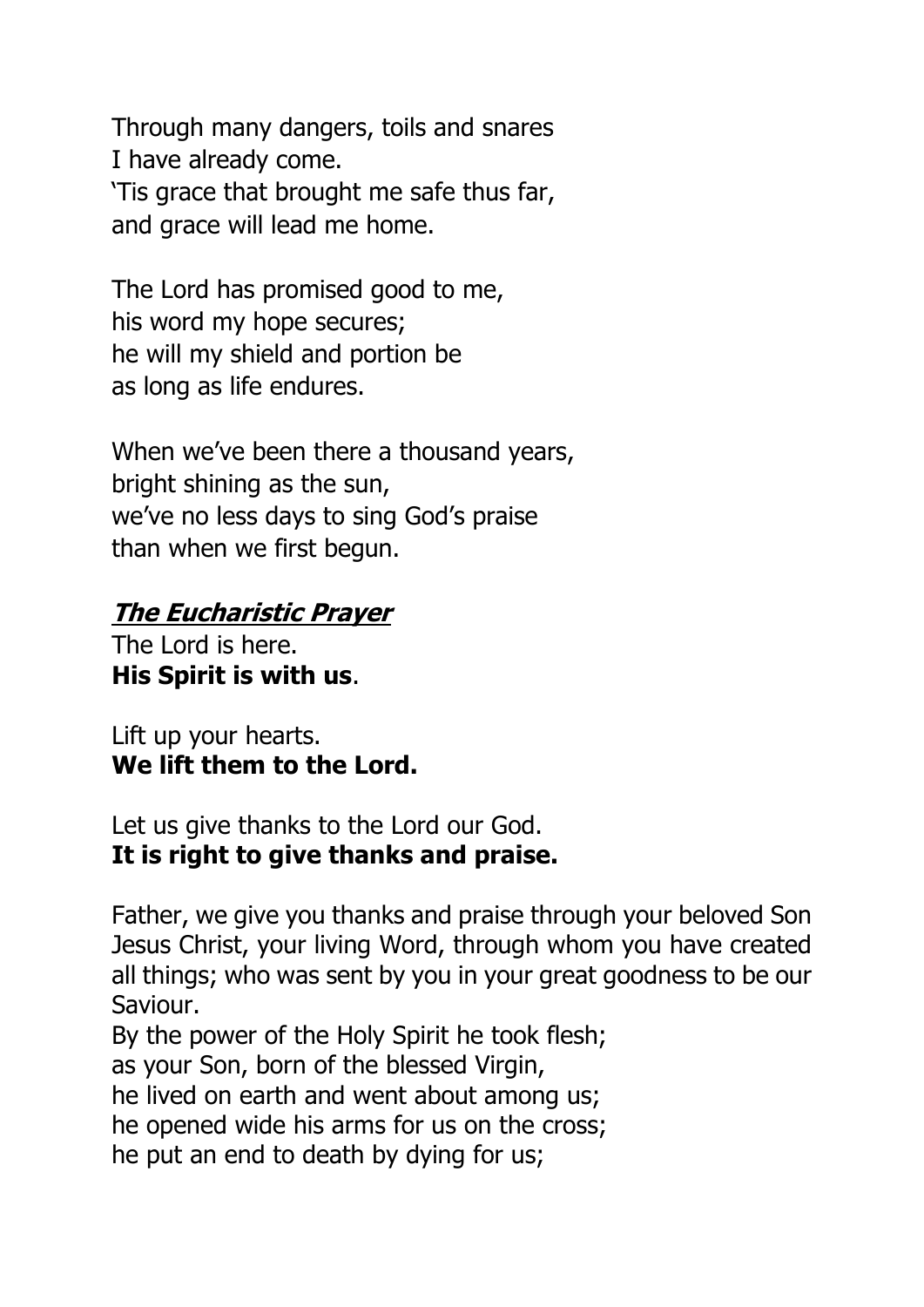Through many dangers, toils and snares
I have already come.
'Tis grace that brought me safe thus far,
and grace will lead me home.

The Lord has promised good to me,
his word my hope secures;
he will my shield and portion be
as long as life endures.

When we've been there a thousand years,
bright shining as the sun,
we've no less days to sing God's praise
than when we first begun.

## ***The Eucharistic Prayer***

The Lord is here.
**His Spirit is with us**.

Lift up your hearts.
**We lift them to the Lord.**

Let us give thanks to the Lord our God.
**It is right to give thanks and praise.**

Father, we give you thanks and praise through your beloved Son Jesus Christ, your living Word, through whom you have created all things; who was sent by you in your great goodness to be our Saviour.
By the power of the Holy Spirit he took flesh;
as your Son, born of the blessed Virgin,
he lived on earth and went about among us;
he opened wide his arms for us on the cross;
he put an end to death by dying for us;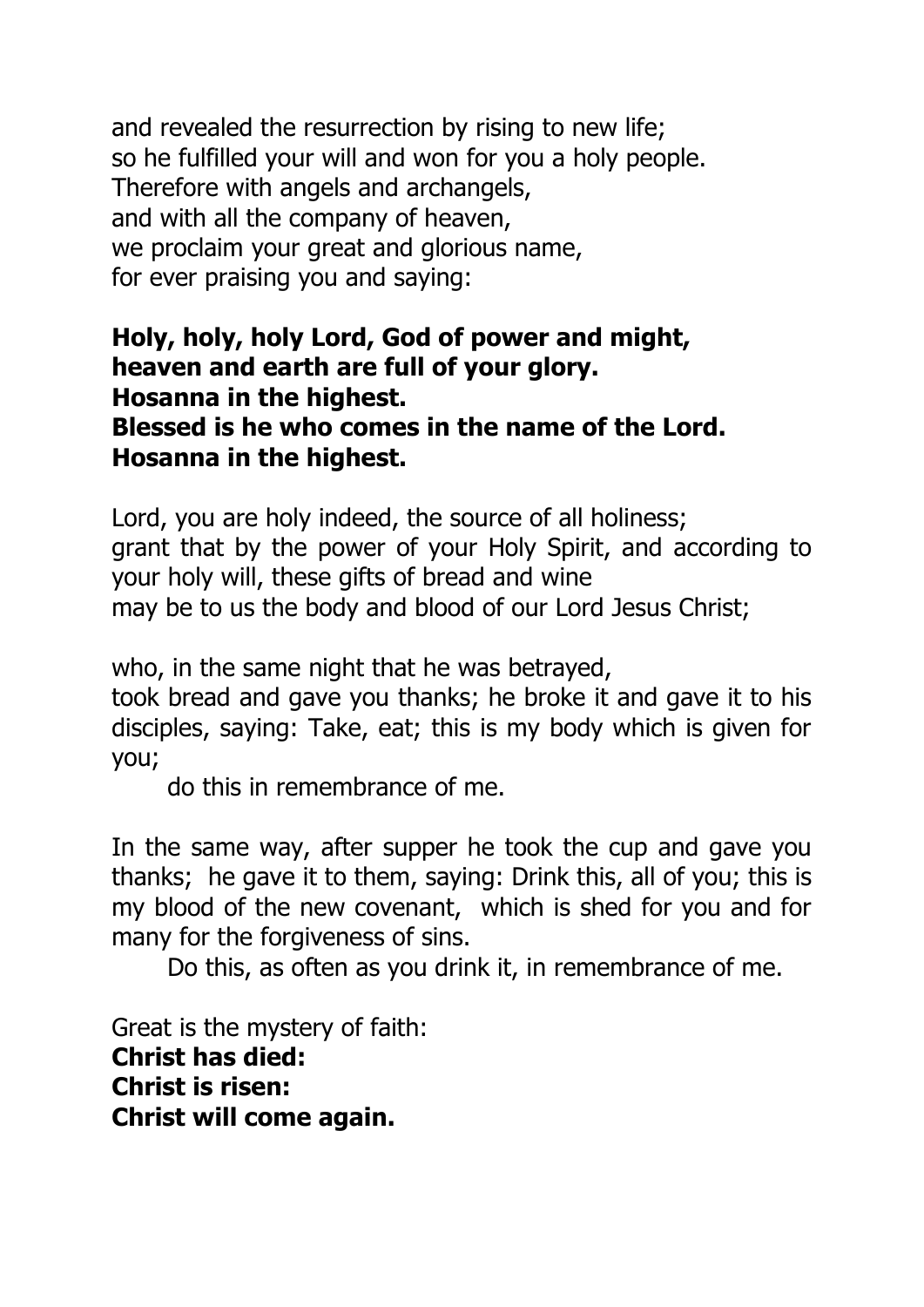and revealed the resurrection by rising to new life;
so he fulfilled your will and won for you a holy people.
Therefore with angels and archangels,
and with all the company of heaven,
we proclaim your great and glorious name,
for ever praising you and saying:

**Holy, holy, holy Lord, God of power and might,**
**heaven and earth are full of your glory.**
**Hosanna in the highest.**
**Blessed is he who comes in the name of the Lord.**
**Hosanna in the highest.**

Lord, you are holy indeed, the source of all holiness;
grant that by the power of your Holy Spirit, and according to your holy will, these gifts of bread and wine
may be to us the body and blood of our Lord Jesus Christ;

who, in the same night that he was betrayed,
took bread and gave you thanks; he broke it and gave it to his disciples, saying: Take, eat; this is my body which is given for you;
do this in remembrance of me.

In the same way, after supper he took the cup and gave you thanks; he gave it to them, saying: Drink this, all of you; this is my blood of the new covenant, which is shed for you and for many for the forgiveness of sins.
Do this, as often as you drink it, in remembrance of me.

Great is the mystery of faith:
**Christ has died:**
**Christ is risen:**
**Christ will come again.**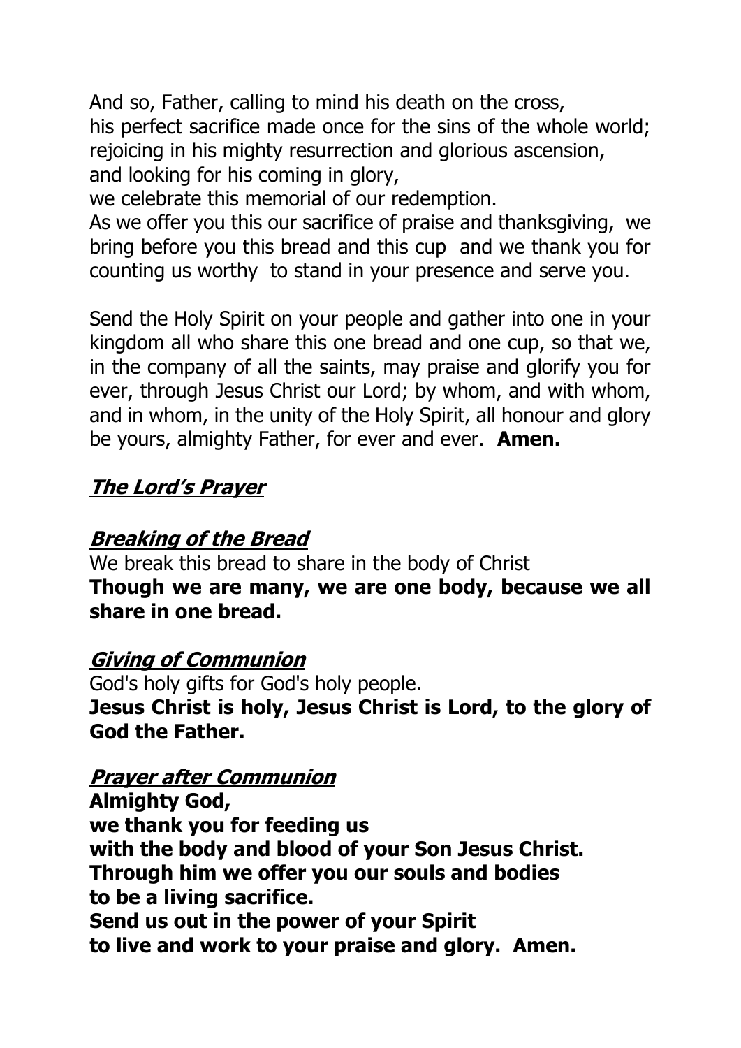And so, Father, calling to mind his death on the cross,
his perfect sacrifice made once for the sins of the whole world;
rejoicing in his mighty resurrection and glorious ascension,
and looking for his coming in glory,
we celebrate this memorial of our redemption.
As we offer you this our sacrifice of praise and thanksgiving, we bring before you this bread and this cup and we thank you for counting us worthy to stand in your presence and serve you.

Send the Holy Spirit on your people and gather into one in your kingdom all who share this one bread and one cup, so that we, in the company of all the saints, may praise and glorify you for ever, through Jesus Christ our Lord; by whom, and with whom, and in whom, in the unity of the Holy Spirit, all honour and glory be yours, almighty Father, for ever and ever. **Amen.**

***The Lord's Prayer***

***Breaking of the Bread***

We break this bread to share in the body of Christ
**Though we are many, we are one body, because we all share in one bread.**

***Giving of Communion***

God's holy gifts for God's holy people.
**Jesus Christ is holy, Jesus Christ is Lord, to the glory of God the Father.**

***Prayer after Communion***

**Almighty God,**
**we thank you for feeding us**
**with the body and blood of your Son Jesus Christ.**
**Through him we offer you our souls and bodies**
**to be a living sacrifice.**
**Send us out in the power of your Spirit**
**to live and work to your praise and glory. Amen.**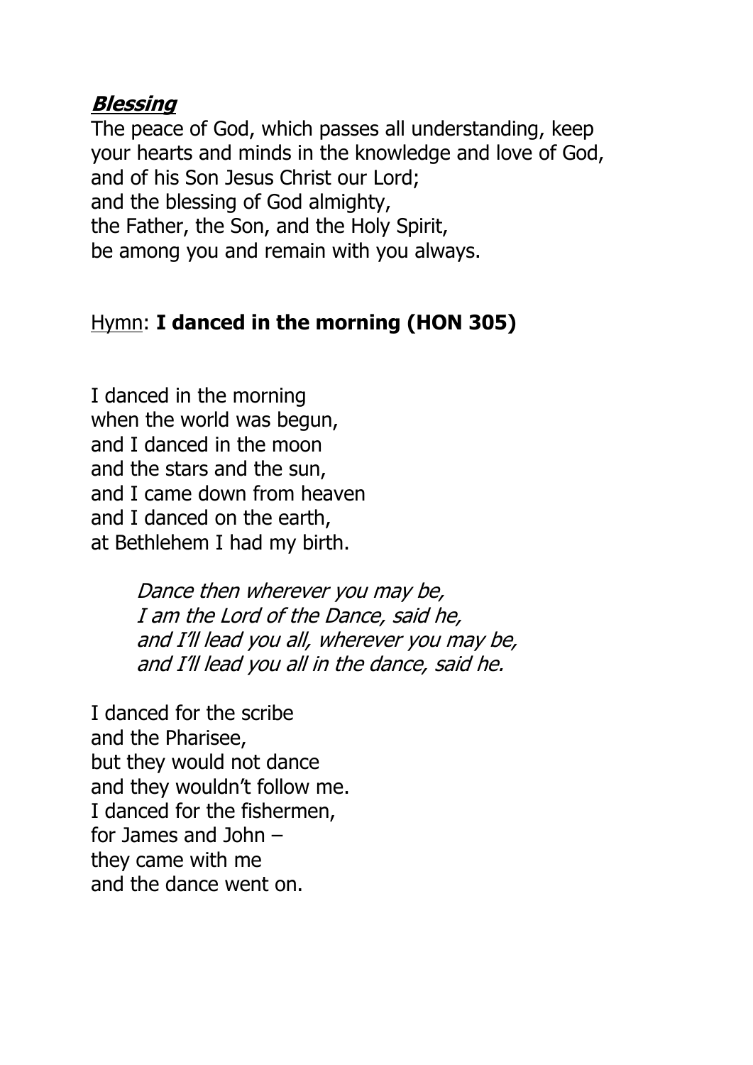***Blessing***

The peace of God, which passes all understanding, keep your hearts and minds in the knowledge and love of God, and of his Son Jesus Christ our Lord;
and the blessing of God almighty,
the Father, the Son, and the Holy Spirit,
be among you and remain with you always.

Hymn: **I danced in the morning (HON 305)**

I danced in the morning
when the world was begun,
and I danced in the moon
and the stars and the sun,
and I came down from heaven
and I danced on the earth,
at Bethlehem I had my birth.

> *Dance then wherever you may be,*
> *I am the Lord of the Dance, said he,*
> *and I'll lead you all, wherever you may be,*
> *and I'll lead you all in the dance, said he.*

I danced for the scribe
and the Pharisee,
but they would not dance
and they wouldn't follow me.
I danced for the fishermen,
for James and John –
they came with me
and the dance went on.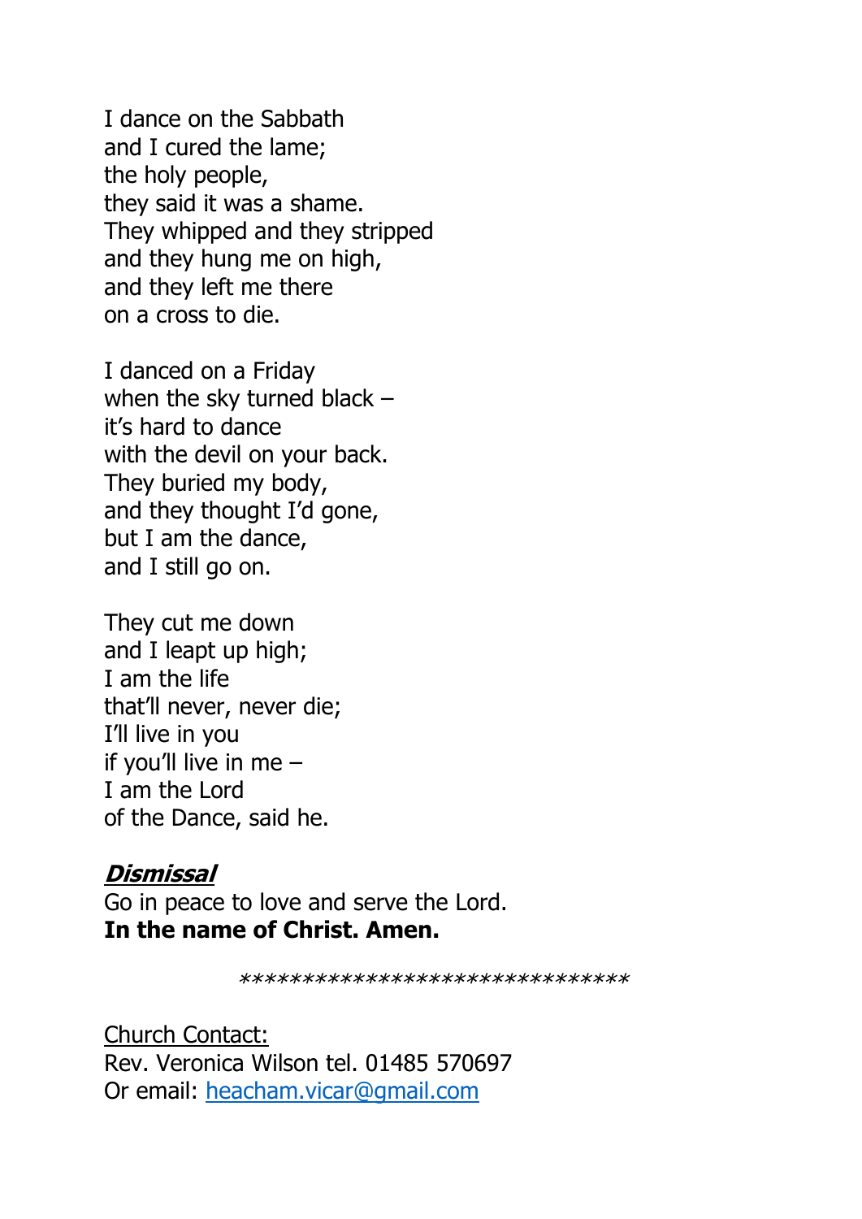I dance on the Sabbath
and I cured the lame;
the holy people,
they said it was a shame.
They whipped and they stripped
and they hung me on high,
and they left me there
on a cross to die.

I danced on a Friday
when the sky turned black –
it's hard to dance
with the devil on your back.
They buried my body,
and they thought I'd gone,
but I am the dance,
and I still go on.

They cut me down
and I leapt up high;
I am the life
that'll never, never die;
I'll live in you
if you'll live in me –
I am the Lord
of the Dance, said he.

***<u>Dismissal</u>***

Go in peace to love and serve the Lord.
**In the name of Christ. Amen.**

*******************************

<u>Church Contact:</u>
Rev. Veronica Wilson tel. 01485 570697
Or email: heacham.vicar@gmail.com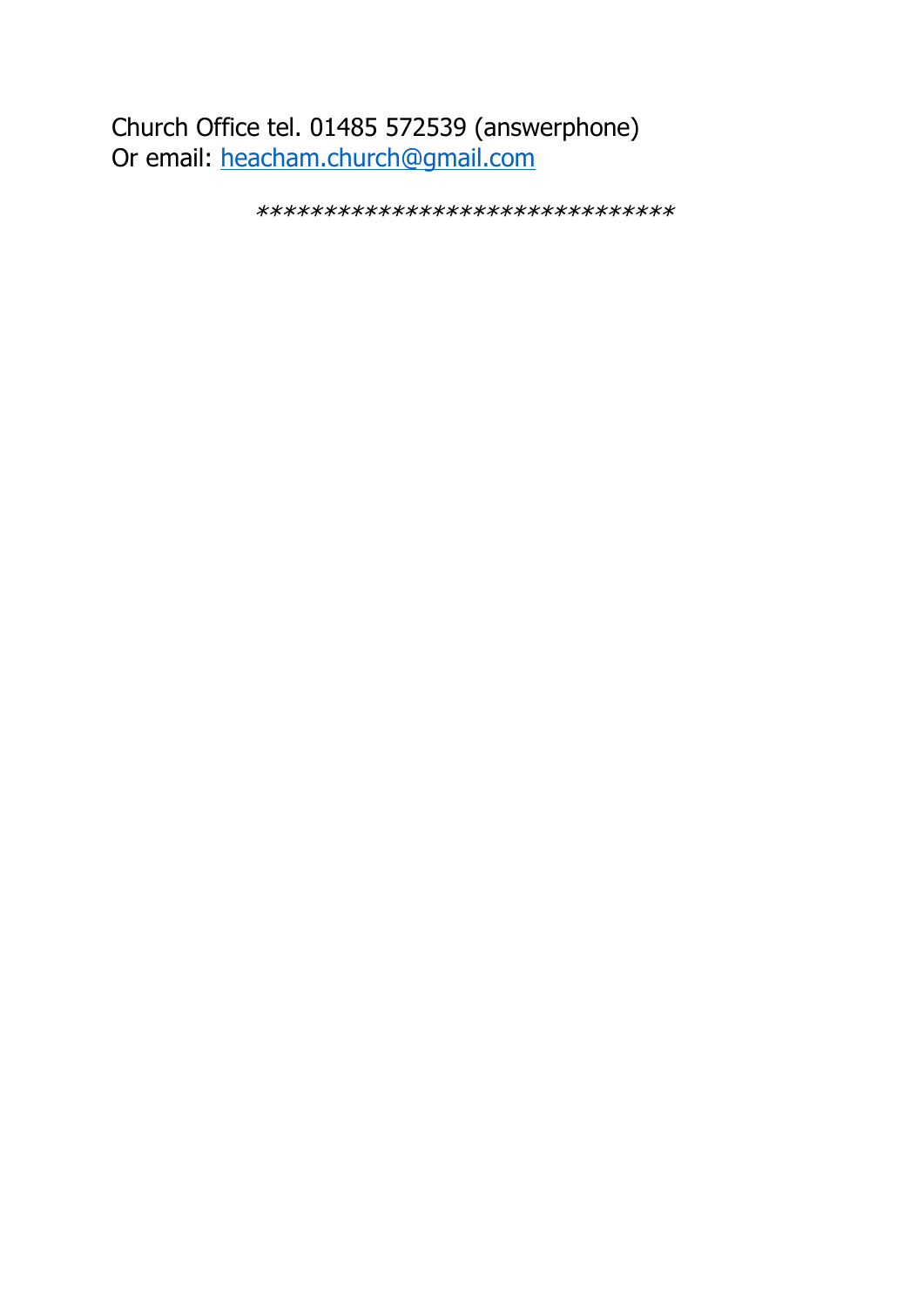Church Office tel. 01485 572539 (answerphone)
Or email: heacham.church@gmail.com

*******************************